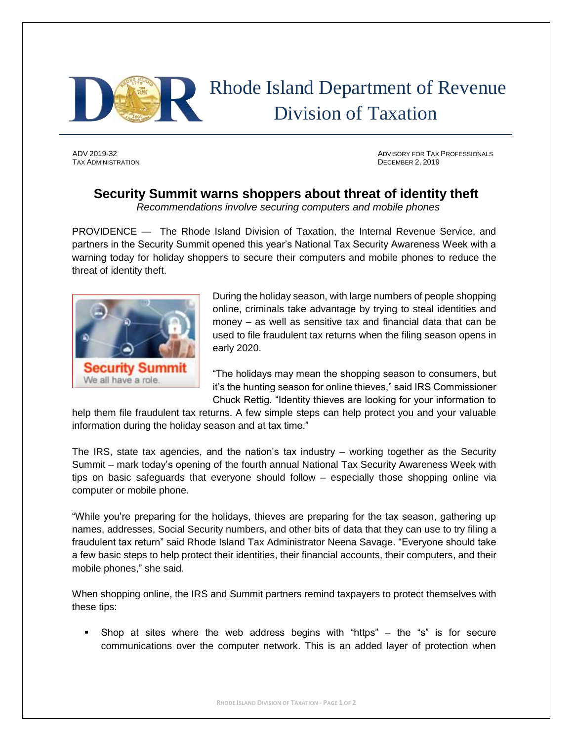# Rhode Island Department of Revenue
## Division of Taxation

ADV 2019-32
TAX ADMINISTRATION

ADVISORY FOR TAX PROFESSIONALS
DECEMBER 2, 2019

## Security Summit warns shoppers about threat of identity theft

*Recommendations involve securing computers and mobile phones*

PROVIDENCE — The Rhode Island Division of Taxation, the Internal Revenue Service, and partners in the Security Summit opened this year's National Tax Security Awareness Week with a warning today for holiday shoppers to secure their computers and mobile phones to reduce the threat of identity theft.

During the holiday season, with large numbers of people shopping online, criminals take advantage by trying to steal identities and money – as well as sensitive tax and financial data that can be used to file fraudulent tax returns when the filing season opens in early 2020.

"The holidays may mean the shopping season to consumers, but it's the hunting season for online thieves," said IRS Commissioner Chuck Rettig. "Identity thieves are looking for your information to help them file fraudulent tax returns. A few simple steps can help protect you and your valuable information during the holiday season and at tax time."

The IRS, state tax agencies, and the nation's tax industry – working together as the Security Summit – mark today's opening of the fourth annual National Tax Security Awareness Week with tips on basic safeguards that everyone should follow – especially those shopping online via computer or mobile phone.

"While you're preparing for the holidays, thieves are preparing for the tax season, gathering up names, addresses, Social Security numbers, and other bits of data that they can use to try filing a fraudulent tax return" said Rhode Island Tax Administrator Neena Savage. "Everyone should take a few basic steps to help protect their identities, their financial accounts, their computers, and their mobile phones," she said.

When shopping online, the IRS and Summit partners remind taxpayers to protect themselves with these tips:

- Shop at sites where the web address begins with "https" – the "s" is for secure communications over the computer network. This is an added layer of protection when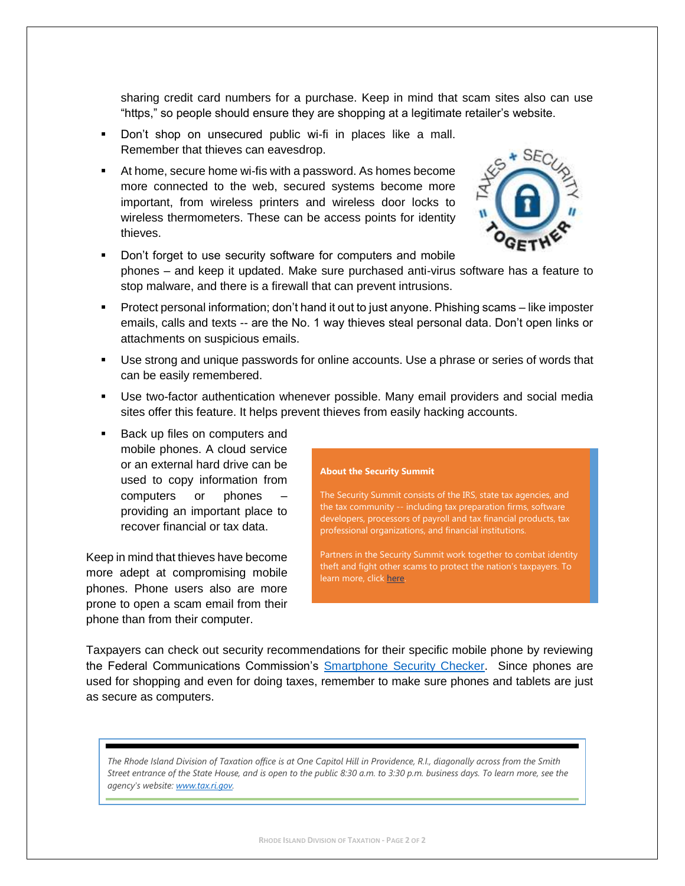sharing credit card numbers for a purchase. Keep in mind that scam sites also can use "https," so people should ensure they are shopping at a legitimate retailer's website.

- Don't shop on unsecured public wi-fi in places like a mall. Remember that thieves can eavesdrop.
- At home, secure home wi-fis with a password. As homes become more connected to the web, secured systems become more important, from wireless printers and wireless door locks to wireless thermometers. These can be access points for identity thieves.
- Don't forget to use security software for computers and mobile phones – and keep it updated. Make sure purchased anti-virus software has a feature to stop malware, and there is a firewall that can prevent intrusions.
- Protect personal information; don't hand it out to just anyone. Phishing scams – like imposter emails, calls and texts -- are the No. 1 way thieves steal personal data. Don't open links or attachments on suspicious emails.
- Use strong and unique passwords for online accounts. Use a phrase or series of words that can be easily remembered.
- Use two-factor authentication whenever possible. Many email providers and social media sites offer this feature. It helps prevent thieves from easily hacking accounts.
- Back up files on computers and mobile phones. A cloud service or an external hard drive can be used to copy information from computers or phones – providing an important place to recover financial or tax data.

Keep in mind that thieves have become more adept at compromising mobile phones. Phone users also are more prone to open a scam email from their phone than from their computer.

**About the Security Summit**

The Security Summit consists of the IRS, state tax agencies, and the tax community -- including tax preparation firms, software developers, processors of payroll and tax financial products, tax professional organizations, and financial institutions.

Partners in the Security Summit work together to combat identity theft and fight other scams to protect the nation's taxpayers. To learn more, click here.

Taxpayers can check out security recommendations for their specific mobile phone by reviewing the Federal Communications Commission's Smartphone Security Checker. Since phones are used for shopping and even for doing taxes, remember to make sure phones and tablets are just as secure as computers.

*The Rhode Island Division of Taxation office is at One Capitol Hill in Providence, R.I., diagonally across from the Smith Street entrance of the State House, and is open to the public 8:30 a.m. to 3:30 p.m. business days. To learn more, see the agency's website: www.tax.ri.gov.*